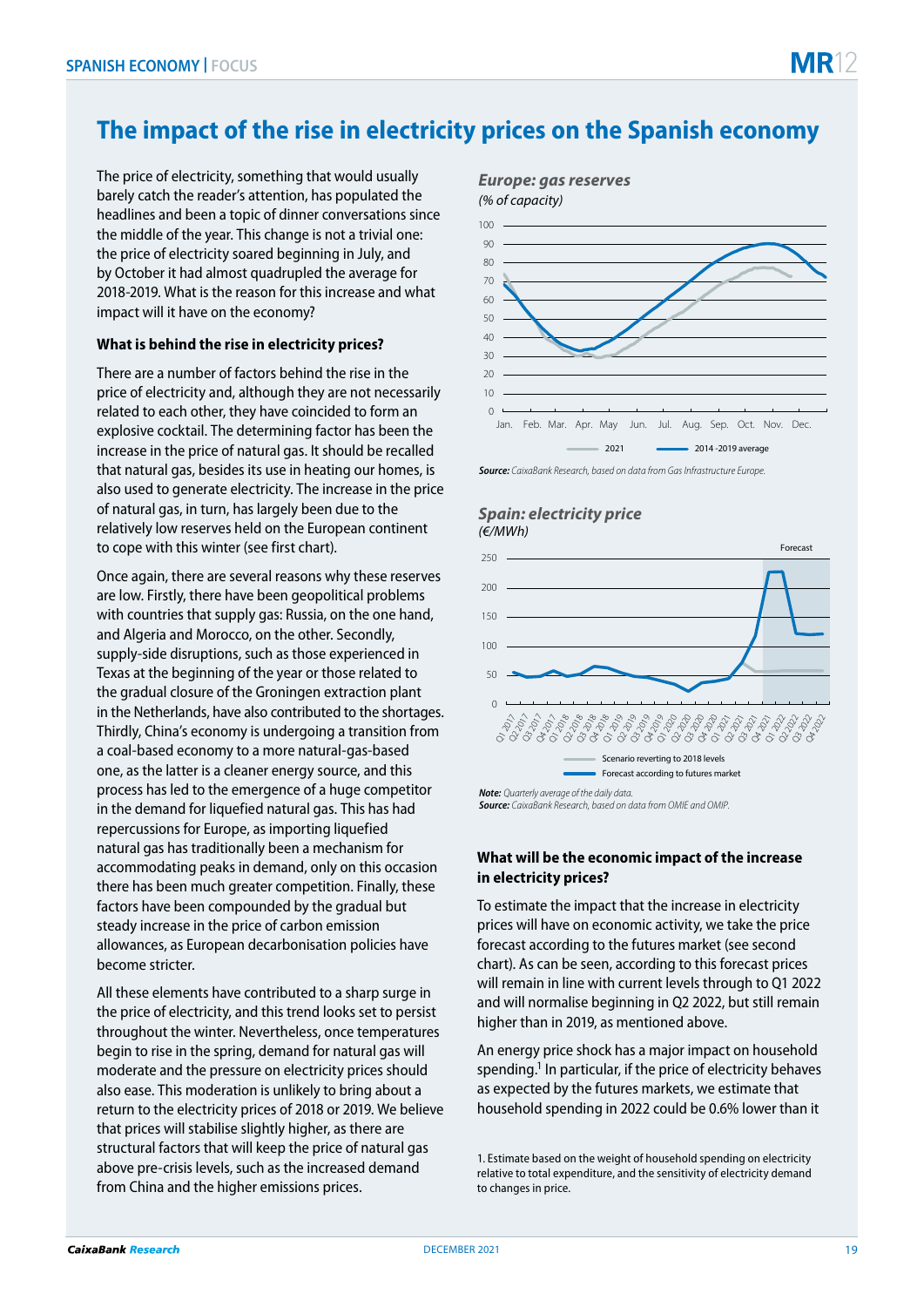# The impact of the rise in electricity prices on the Spanish economy

The price of electricity, something that would usually barely catch the reader's attention, has populated the headlines and been a topic of dinner conversations since the middle of the year. This change is not a trivial one: the price of electricity soared beginning in July, and by October it had almost quadrupled the average for 2018-2019. What is the reason for this increase and what impact will it have on the economy?

**What is behind the rise in electricity prices?**

There are a number of factors behind the rise in the price of electricity and, although they are not necessarily related to each other, they have coincided to form an explosive cocktail. The determining factor has been the increase in the price of natural gas. It should be recalled that natural gas, besides its use in heating our homes, is also used to generate electricity. The increase in the price of natural gas, in turn, has largely been due to the relatively low reserves held on the European continent to cope with this winter (see first chart).

Once again, there are several reasons why these reserves are low. Firstly, there have been geopolitical problems with countries that supply gas: Russia, on the one hand, and Algeria and Morocco, on the other. Secondly, supply-side disruptions, such as those experienced in Texas at the beginning of the year or those related to the gradual closure of the Groningen extraction plant in the Netherlands, have also contributed to the shortages. Thirdly, China's economy is undergoing a transition from a coal-based economy to a more natural-gas-based one, as the latter is a cleaner energy source, and this process has led to the emergence of a huge competitor in the demand for liquefied natural gas. This has had repercussions for Europe, as importing liquefied natural gas has traditionally been a mechanism for accommodating peaks in demand, only on this occasion there has been much greater competition. Finally, these factors have been compounded by the gradual but steady increase in the price of carbon emission allowances, as European decarbonisation policies have become stricter.

All these elements have contributed to a sharp surge in the price of electricity, and this trend looks set to persist throughout the winter. Nevertheless, once temperatures begin to rise in the spring, demand for natural gas will moderate and the pressure on electricity prices should also ease. This moderation is unlikely to bring about a return to the electricity prices of 2018 or 2019. We believe that prices will stabilise slightly higher, as there are structural factors that will keep the price of natural gas above pre-crisis levels, such as the increased demand from China and the higher emissions prices.

***Europe: gas reserves***
*(% of capacity)*

**Source:** *CaixaBank Research, based on data from Gas Infrastructure Europe.*

***Spain: electricity price***
*(€/MWh)*

**Note:** *Quarterly average of the daily data.*
**Source:** *CaixaBank Research, based on data from OMIE and OMIP.*

**What will be the economic impact of the increase in electricity prices?**

To estimate the impact that the increase in electricity prices will have on economic activity, we take the price forecast according to the futures market (see second chart). As can be seen, according to this forecast prices will remain in line with current levels through to Q1 2022 and will normalise beginning in Q2 2022, but still remain higher than in 2019, as mentioned above.

An energy price shock has a major impact on household spending.[1] In particular, if the price of electricity behaves as expected by the futures markets, we estimate that household spending in 2022 could be 0.6% lower than it

1. Estimate based on the weight of household spending on electricity relative to total expenditure, and the sensitivity of electricity demand to changes in price.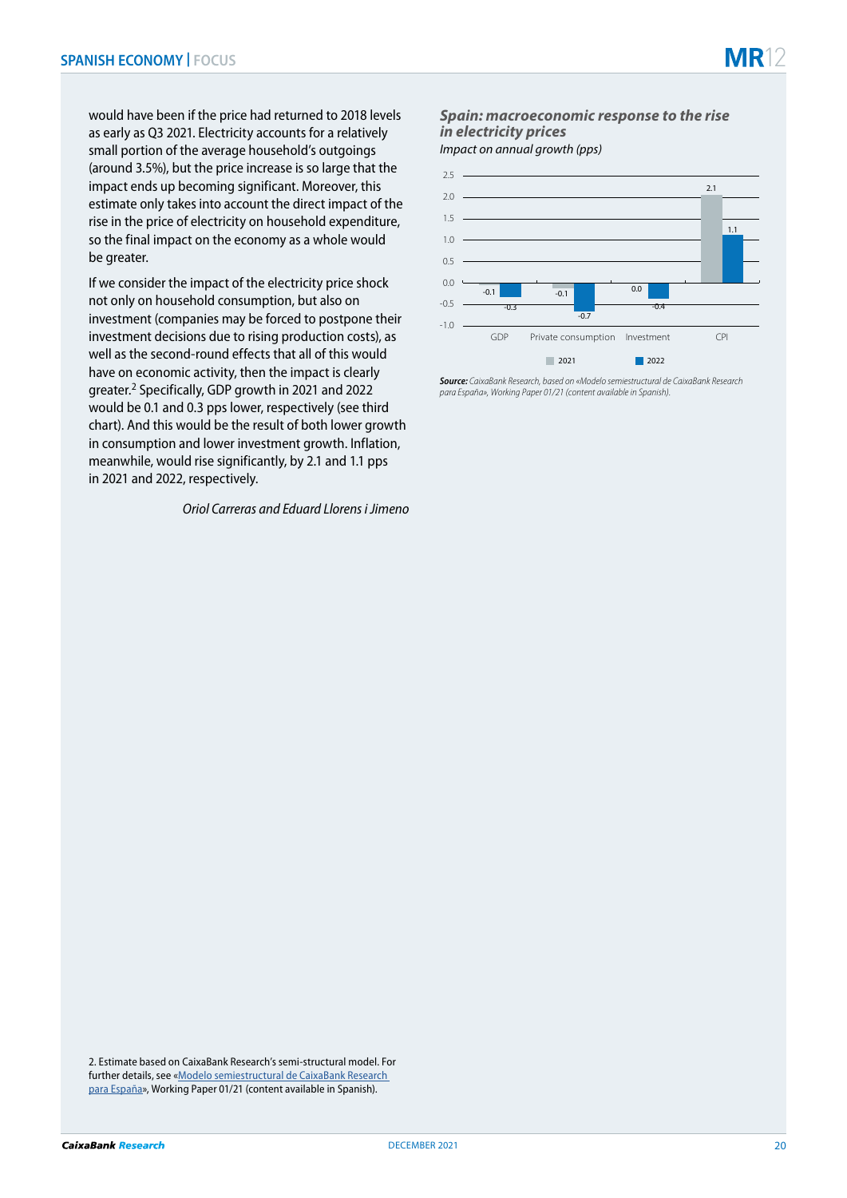would have been if the price had returned to 2018 levels as early as Q3 2021. Electricity accounts for a relatively small portion of the average household's outgoings (around 3.5%), but the price increase is so large that the impact ends up becoming significant. Moreover, this estimate only takes into account the direct impact of the rise in the price of electricity on household expenditure, so the final impact on the economy as a whole would be greater.

If we consider the impact of the electricity price shock not only on household consumption, but also on investment (companies may be forced to postpone their investment decisions due to rising production costs), as well as the second-round effects that all of this would have on economic activity, then the impact is clearly greater.[2] Specifically, GDP growth in 2021 and 2022 would be 0.1 and 0.3 pps lower, respectively (see third chart). And this would be the result of both lower growth in consumption and lower investment growth. Inflation, meanwhile, would rise significantly, by 2.1 and 1.1 pps in 2021 and 2022, respectively.

*Oriol Carreras and Eduard Llorens i Jimeno*

***Spain: macroeconomic response to the rise in electricity prices***

*Impact on annual growth (pps)*

2.5
2.0
1.5
1.0
0.5
0.0
-0.5
-1.0

GDP: -0.1, -0.3
Private consumption: -0.1, -0.7
Investment: 0.0, -0.4
CPI: 2.1, 1.1

2021 | 2022

***Source:*** *CaixaBank Research, based on «Modelo semiestructural de CaixaBank Research para España», Working Paper 01/21 (content available in Spanish).*

2. Estimate based on CaixaBank Research's semi-structural model. For further details, see «Modelo semiestructural de CaixaBank Research para España», Working Paper 01/21 (content available in Spanish).